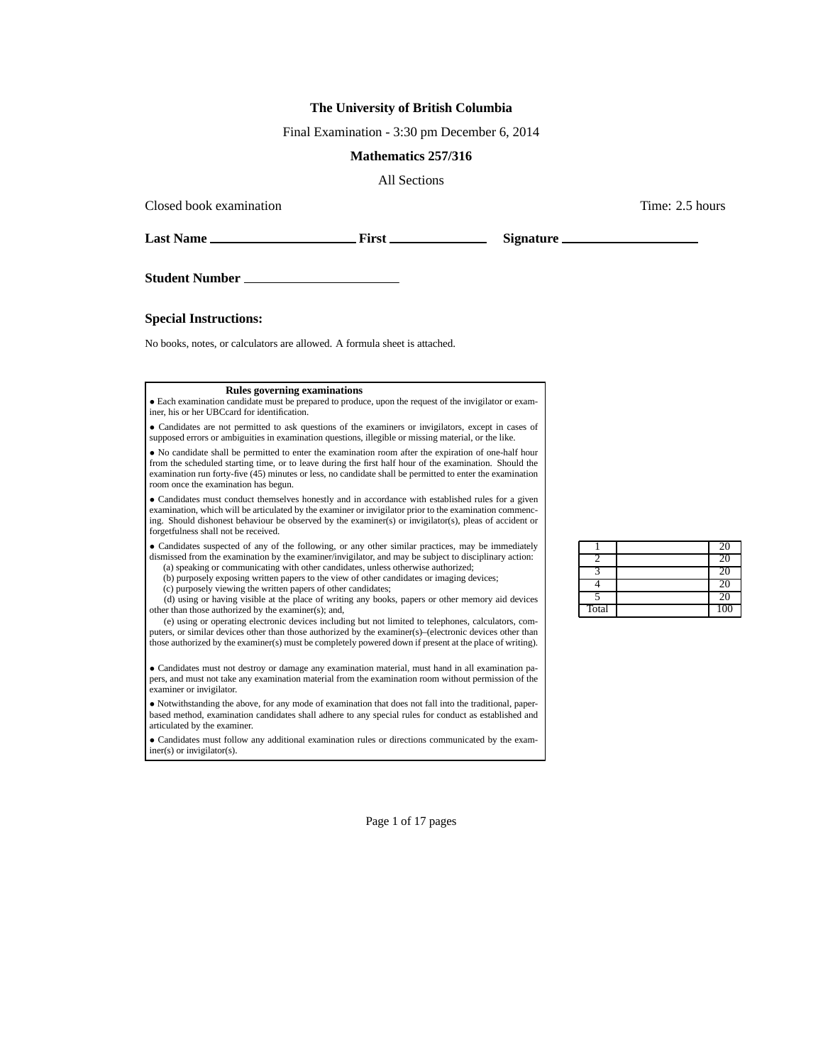**The University of British Columbia**

Final Examination - 3:30 pm December 6, 2014

**Mathematics 257/316**

All Sections

Closed book examination                                                                                    Time: 2.5 hours

**Last Name** ____________________ **First** ______________ **Signature** ____________________

**Student Number** ______________________

### Special Instructions:

No books, notes, or calculators are allowed. A formula sheet is attached.

**Rules governing examinations**

- Each examination candidate must be prepared to produce, upon the request of the invigilator or examiner, his or her UBCcard for identification.
- Candidates are not permitted to ask questions of the examiners or invigilators, except in cases of supposed errors or ambiguities in examination questions, illegible or missing material, or the like.
- No candidate shall be permitted to enter the examination room after the expiration of one-half hour from the scheduled starting time, or to leave during the first half hour of the examination. Should the examination run forty-five (45) minutes or less, no candidate shall be permitted to enter the examination room once the examination has begun.
- Candidates must conduct themselves honestly and in accordance with established rules for a given examination, which will be articulated by the examiner or invigilator prior to the examination commencing. Should dishonest behaviour be observed by the examiner(s) or invigilator(s), pleas of accident or forgetfulness shall not be received.
- Candidates suspected of any of the following, or any other similar practices, may be immediately dismissed from the examination by the examiner/invigilator, and may be subject to disciplinary action:
  (a) speaking or communicating with other candidates, unless otherwise authorized;
  (b) purposely exposing written papers to the view of other candidates or imaging devices;
  (c) purposely viewing the written papers of other candidates;
  (d) using or having visible at the place of writing any books, papers or other memory aid devices other than those authorized by the examiner(s); and,
  (e) using or operating electronic devices including but not limited to telephones, calculators, computers, or similar devices other than those authorized by the examiner(s)–(electronic devices other than those authorized by the examiner(s) must be completely powered down if present at the place of writing).
- Candidates must not destroy or damage any examination material, must hand in all examination papers, and must not take any examination material from the examination room without permission of the examiner or invigilator.
- Notwithstanding the above, for any mode of examination that does not fall into the traditional, paper-based method, examination candidates shall adhere to any special rules for conduct as established and articulated by the examiner.
- Candidates must follow any additional examination rules or directions communicated by the examiner(s) or invigilator(s).

| | | |
|---|---|---|
| 1 | | 20 |
| 2 | | 20 |
| 3 | | 20 |
| 4 | | 20 |
| 5 | | 20 |
| Total | | 100 |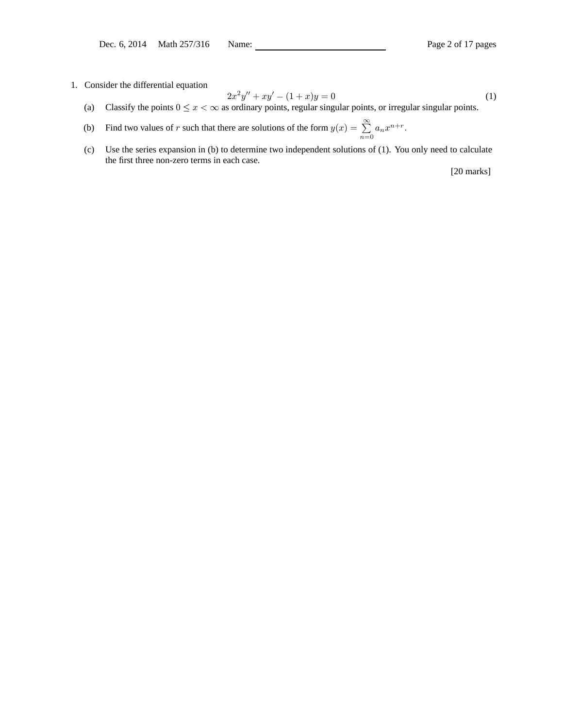1. Consider the differential equation

$$2x^2y'' + xy' - (1+x)y = 0 \tag{1}$$

   (a) Classify the points $0 \leq x < \infty$ as ordinary points, regular singular points, or irregular singular points.

   (b) Find two values of $r$ such that there are solutions of the form $y(x) = \sum_{n=0}^{\infty} a_n x^{n+r}$.

   (c) Use the series expansion in (b) to determine two independent solutions of (1). You only need to calculate the first three non-zero terms in each case.

[20 marks]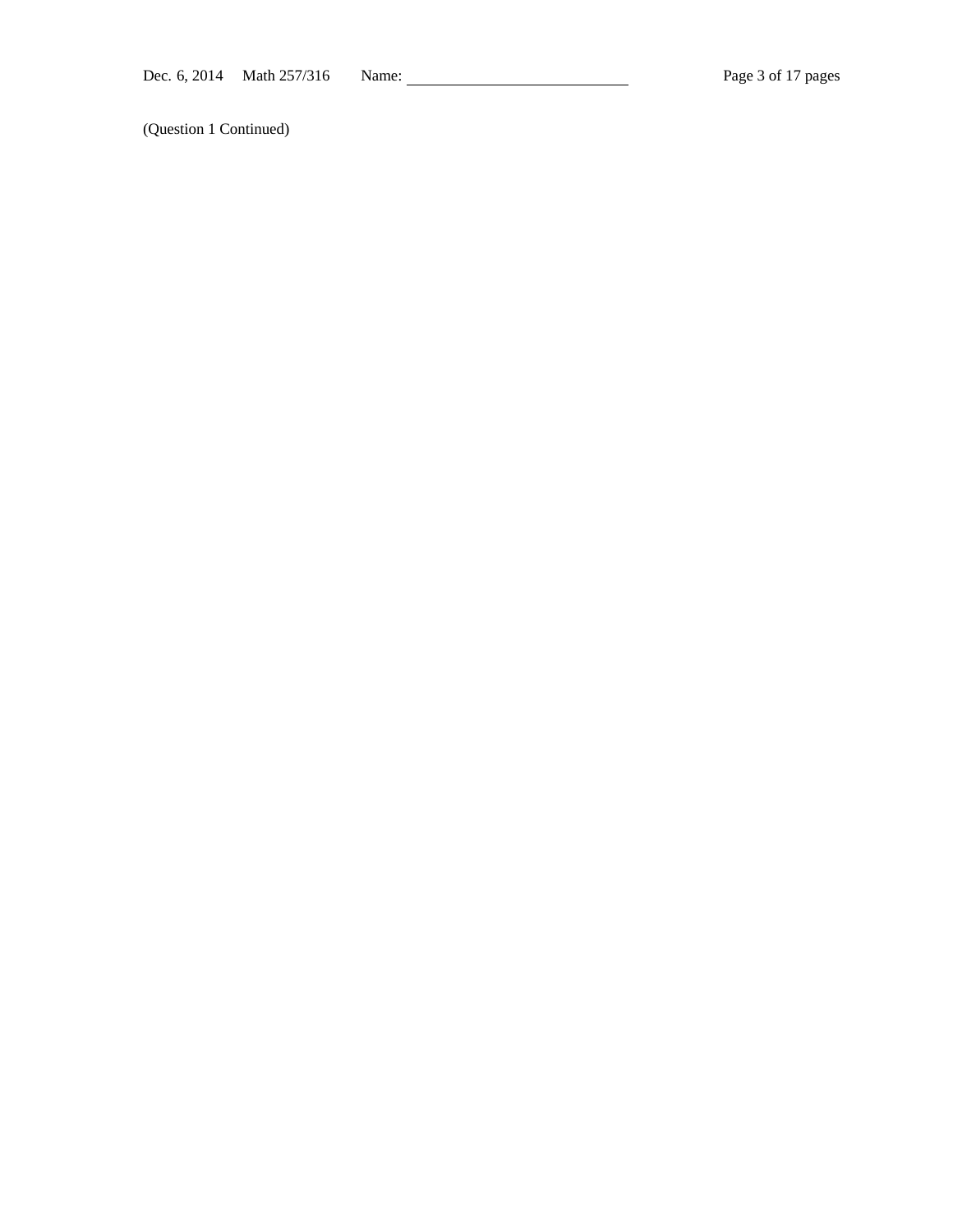(Question 1 Continued)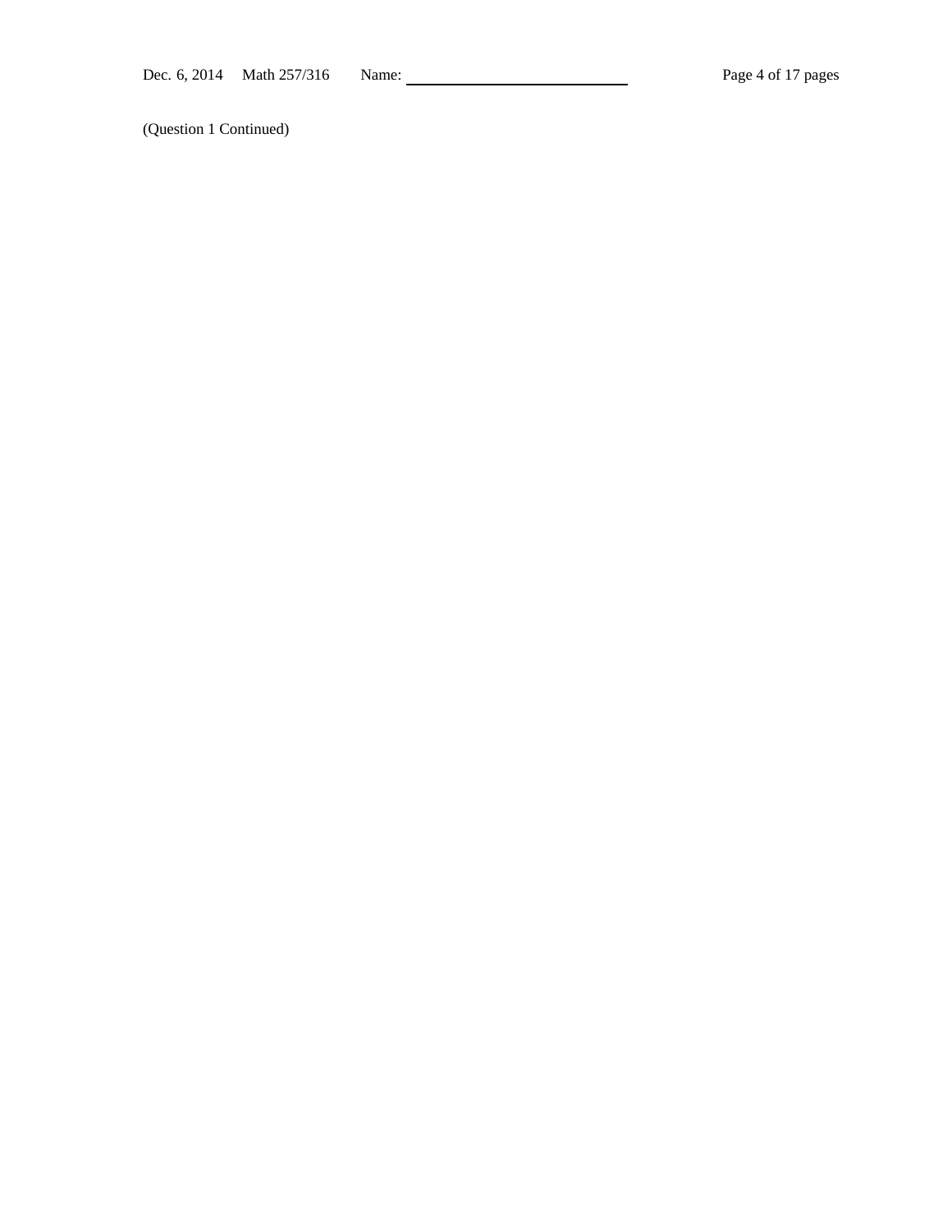(Question 1 Continued)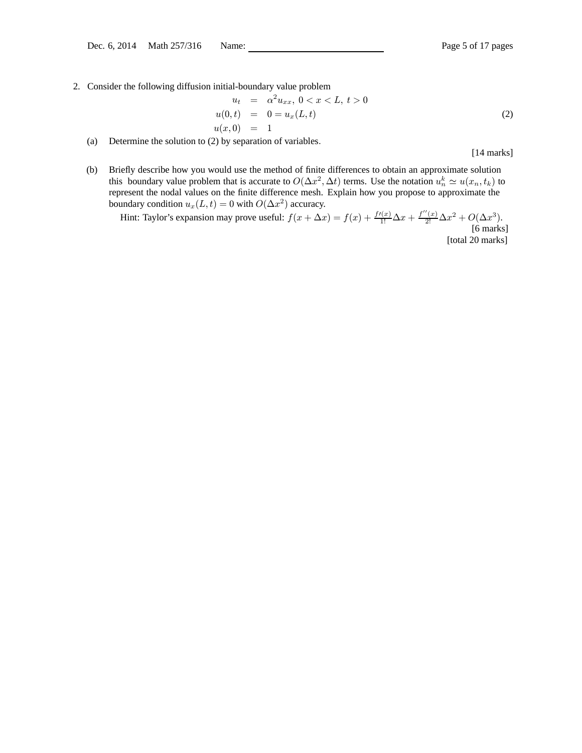2. Consider the following diffusion initial-boundary value problem

$$
\begin{aligned}
u_t &= \alpha^2 u_{xx},\ 0 < x < L,\ t > 0 \\
u(0,t) &= 0 = u_x(L,t) \\
u(x,0) &= 1
\end{aligned}
\tag{2}
$$

(a) Determine the solution to (2) by separation of variables.

[14 marks]

(b) Briefly describe how you would use the method of finite differences to obtain an approximate solution this boundary value problem that is accurate to $O(\Delta x^2, \Delta t)$ terms. Use the notation $u_n^k \simeq u(x_n, t_k)$ to represent the nodal values on the finite difference mesh. Explain how you propose to approximate the boundary condition $u_x(L,t) = 0$ with $O(\Delta x^2)$ accuracy.

Hint: Taylor's expansion may prove useful: $f(x + \Delta x) = f(x) + \frac{f'(x)}{1!}\Delta x + \frac{f''(x)}{2!}\Delta x^2 + O(\Delta x^3)$.

[6 marks]

[total 20 marks]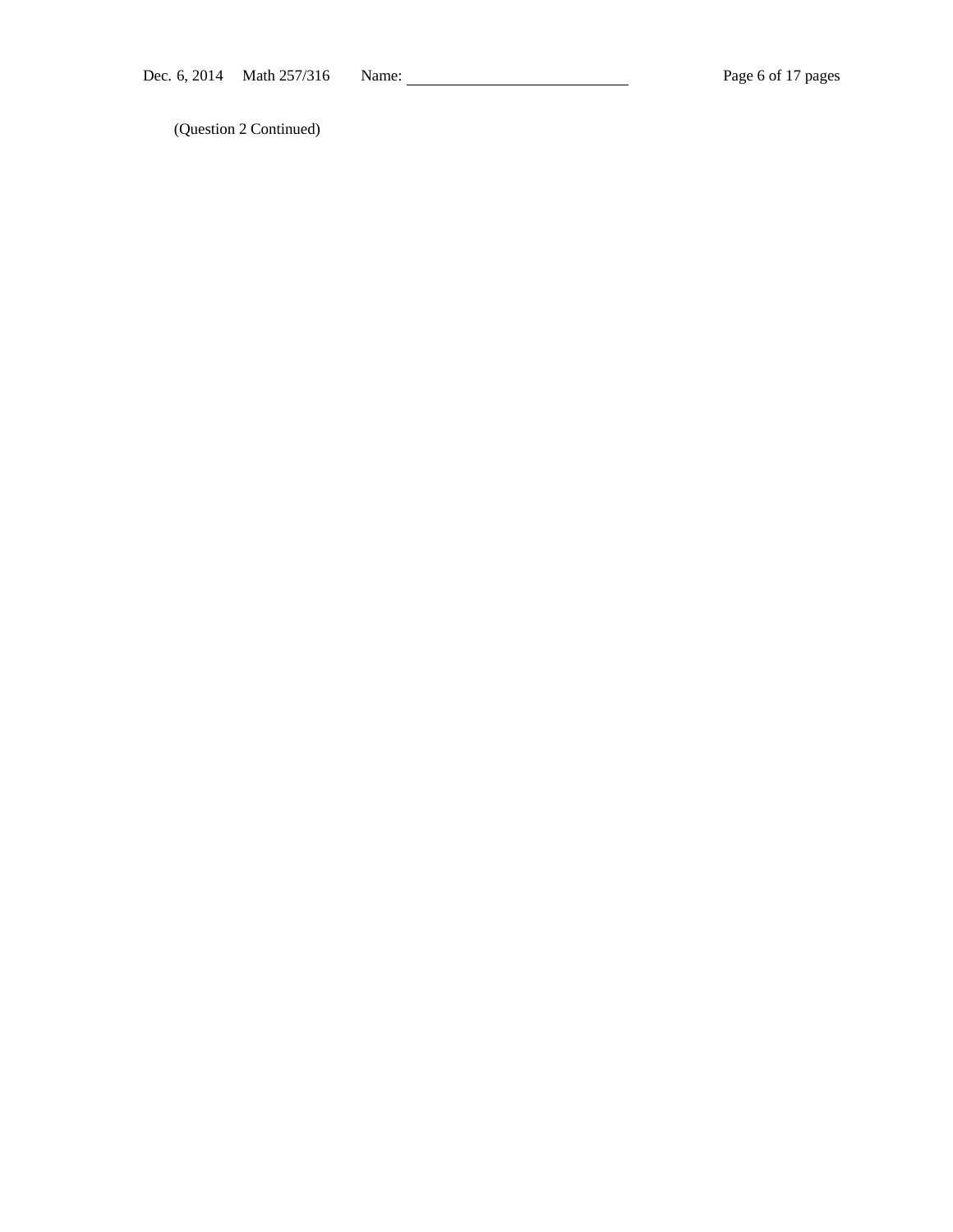(Question 2 Continued)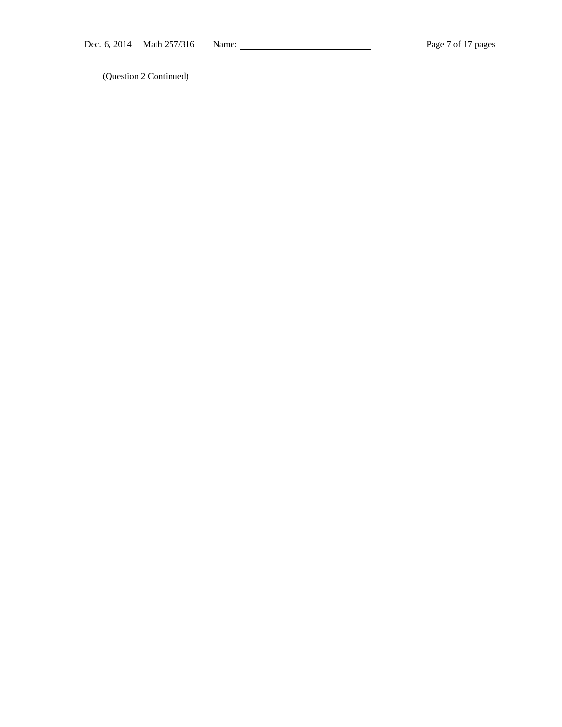(Question 2 Continued)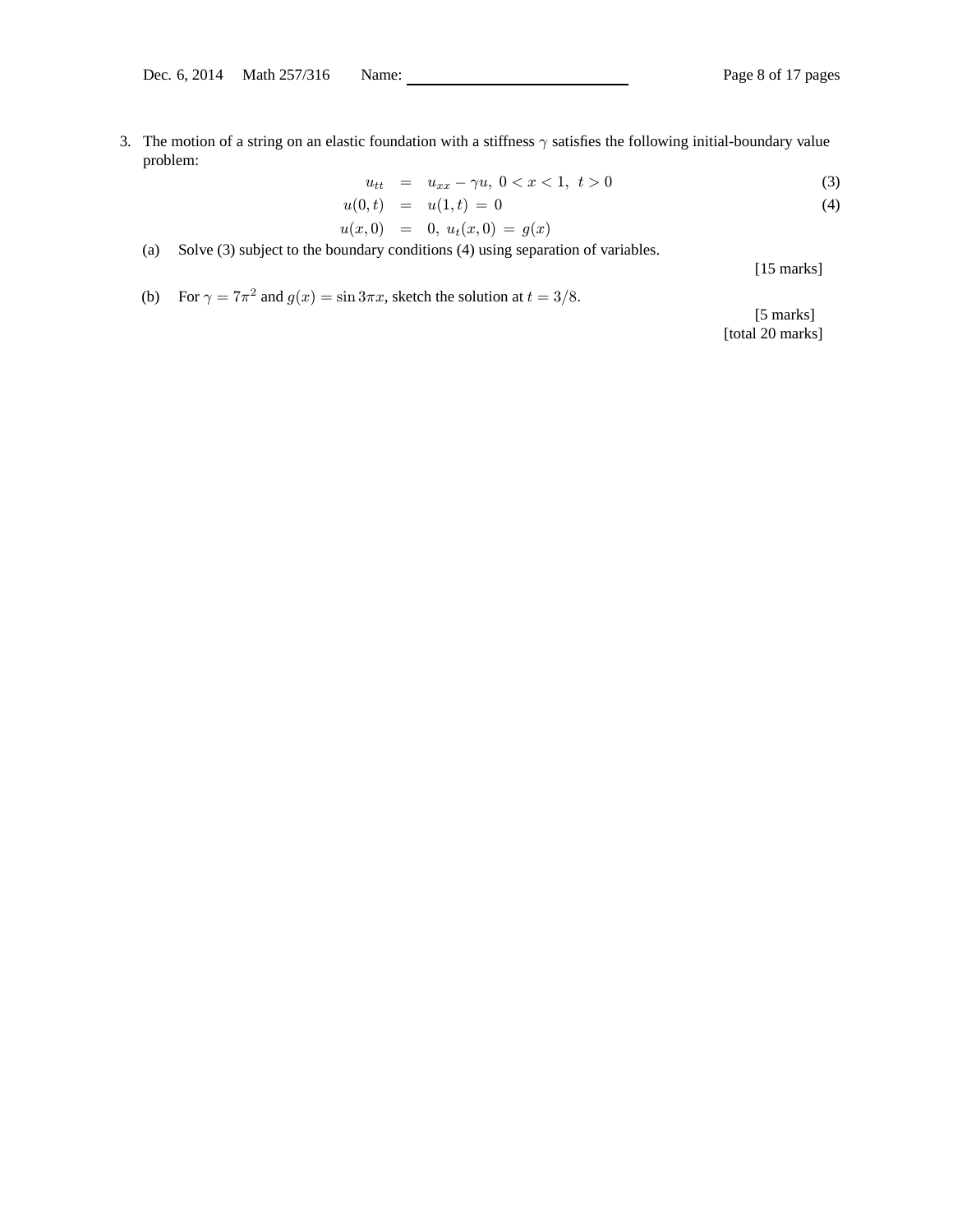3. The motion of a string on an elastic foundation with a stiffness $\gamma$ satisfies the following initial-boundary value problem:

$$
\begin{aligned}
u_{tt} &= u_{xx} - \gamma u, \; 0 < x < 1, \; t > 0 && (3) \\
u(0,t) &= u(1,t) \, = \, 0 && (4) \\
u(x,0) &= 0, \; u_t(x,0) \, = \, g(x)
\end{aligned}
$$

(a) Solve (3) subject to the boundary conditions (4) using separation of variables.

[15 marks]

(b) For $\gamma = 7\pi^2$ and $g(x) = \sin 3\pi x$, sketch the solution at $t = 3/8$.

[5 marks]

[total 20 marks]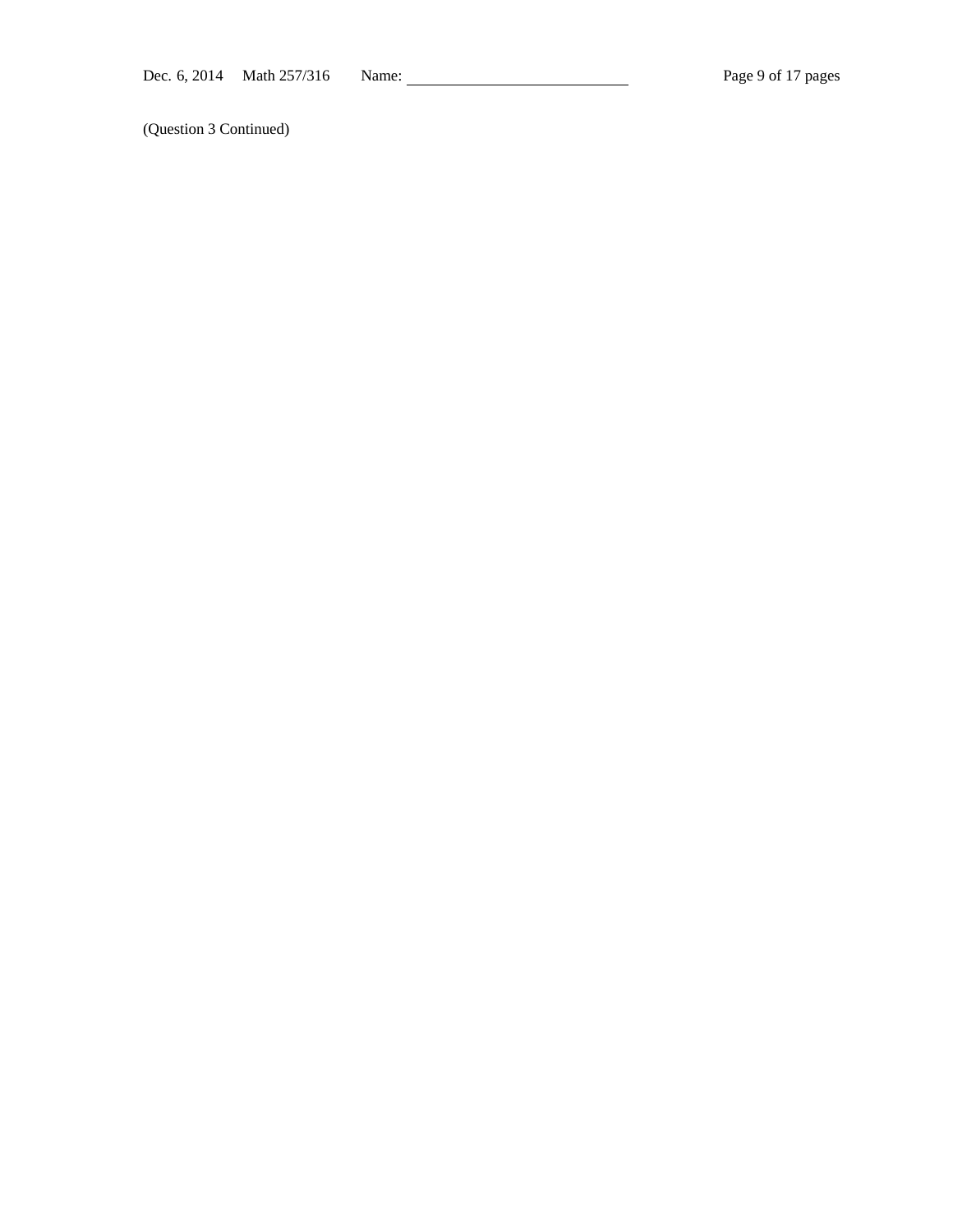(Question 3 Continued)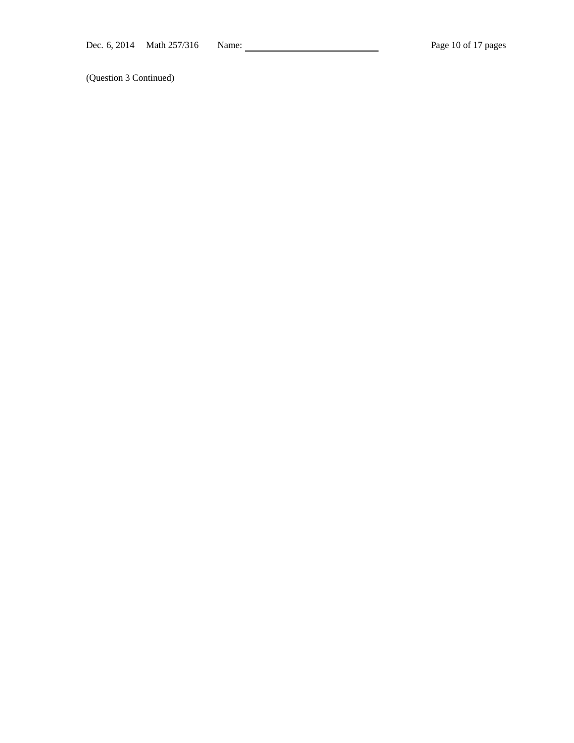(Question 3 Continued)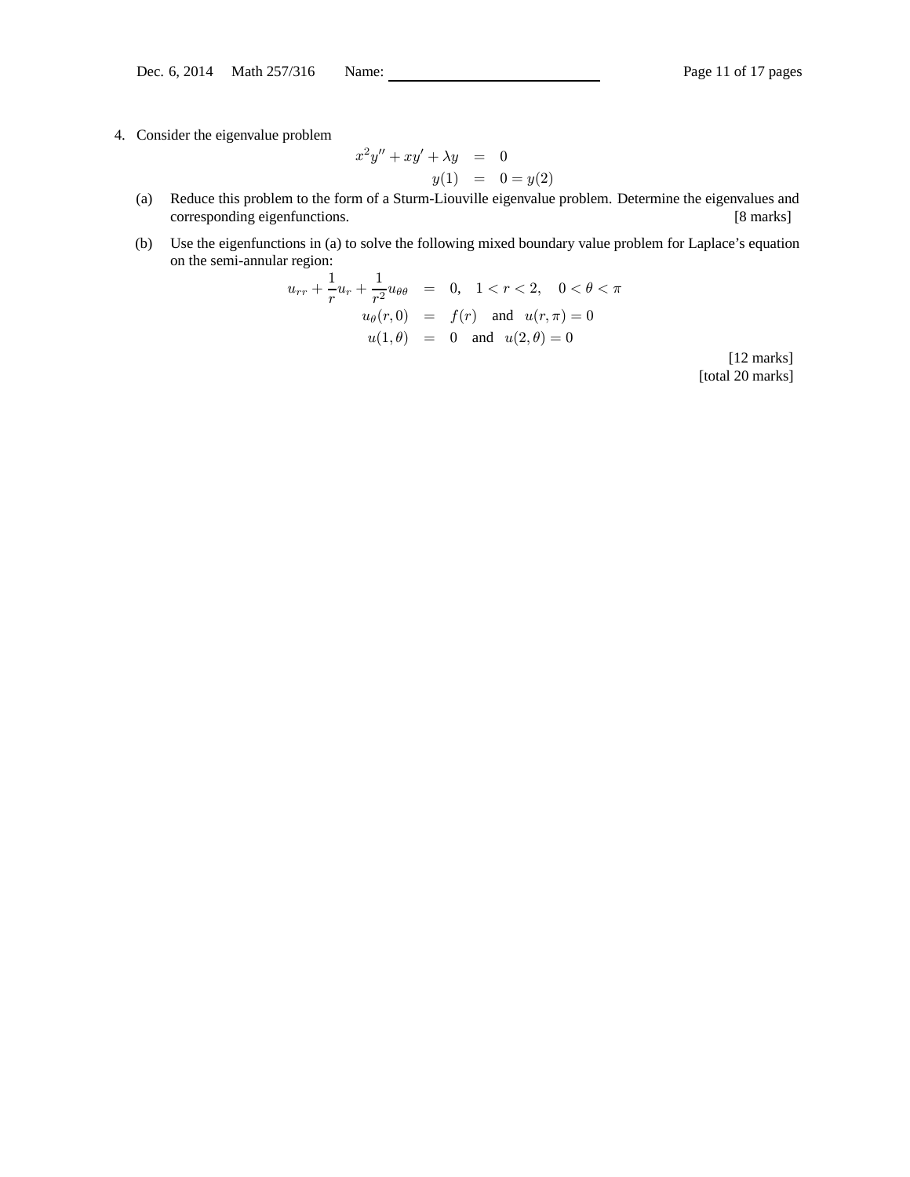4. Consider the eigenvalue problem

$$
\begin{aligned}
x^2 y'' + xy' + \lambda y &= 0 \\
y(1) &= 0 = y(2)
\end{aligned}
$$

(a) Reduce this problem to the form of a Sturm-Liouville eigenvalue problem. Determine the eigenvalues and corresponding eigenfunctions. [8 marks]

(b) Use the eigenfunctions in (a) to solve the following mixed boundary value problem for Laplace's equation on the semi-annular region:

$$
\begin{aligned}
u_{rr} + \frac{1}{r} u_r + \frac{1}{r^2} u_{\theta\theta} &= 0, \quad 1 < r < 2, \quad 0 < \theta < \pi \\
u_\theta(r, 0) &= f(r) \quad \text{and} \quad u(r, \pi) = 0 \\
u(1, \theta) &= 0 \quad \text{and} \quad u(2, \theta) = 0
\end{aligned}
$$

[12 marks]
[total 20 marks]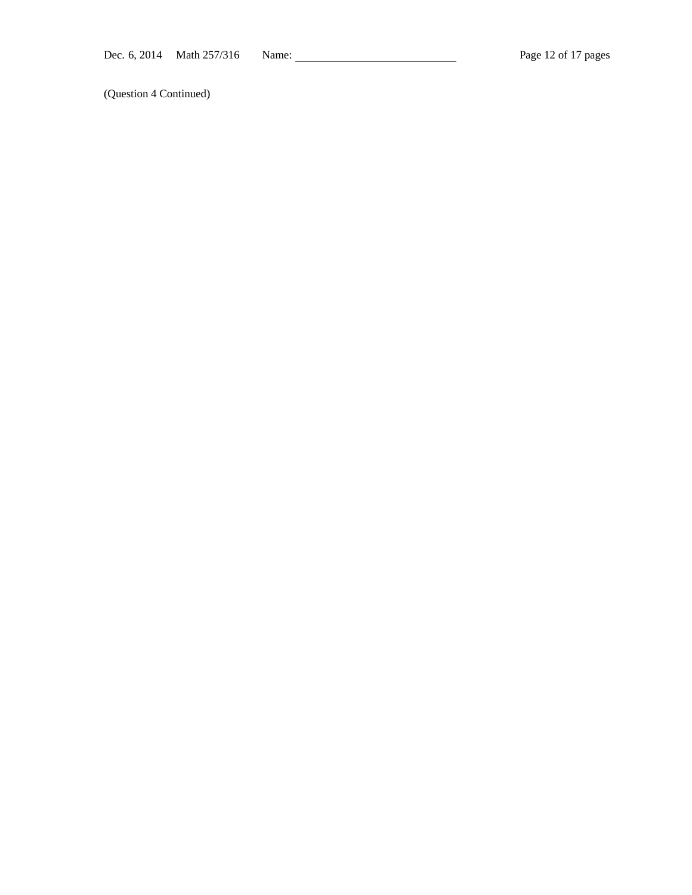(Question 4 Continued)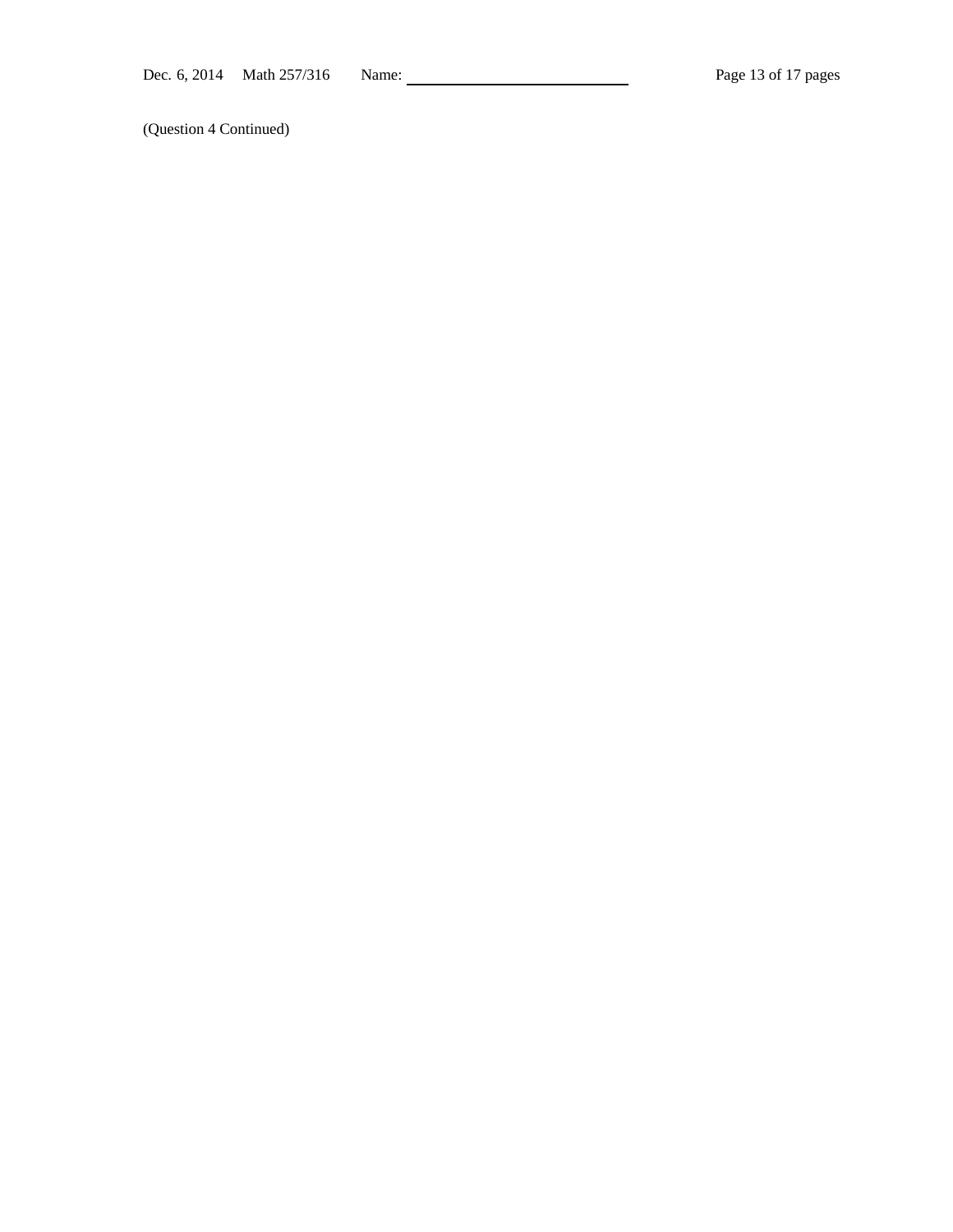(Question 4 Continued)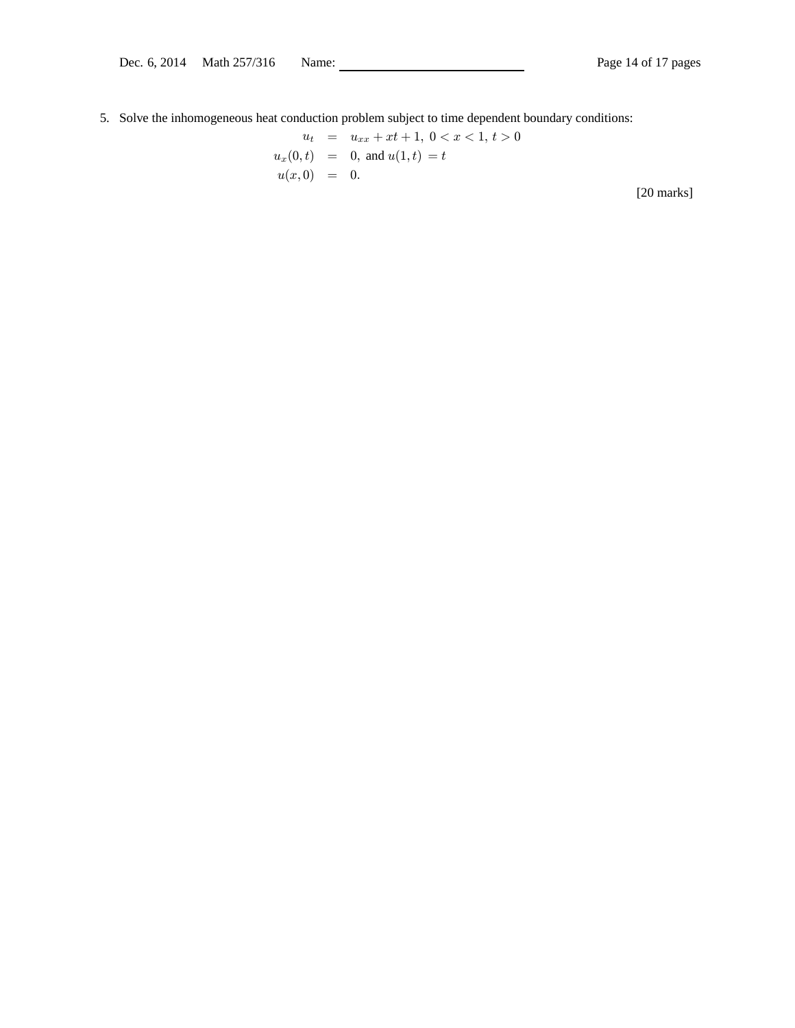5. Solve the inhomogeneous heat conduction problem subject to time dependent boundary conditions:

$$
\begin{aligned}
u_t &= u_{xx} + xt + 1, \ 0 < x < 1, \ t > 0 \\
u_x(0,t) &= 0, \text{ and } u(1,t) = t \\
u(x,0) &= 0.
\end{aligned}
$$

[20 marks]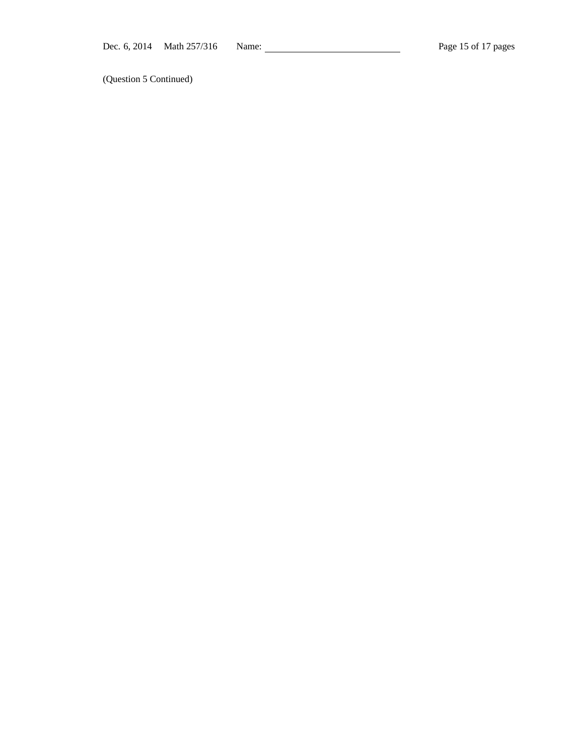(Question 5 Continued)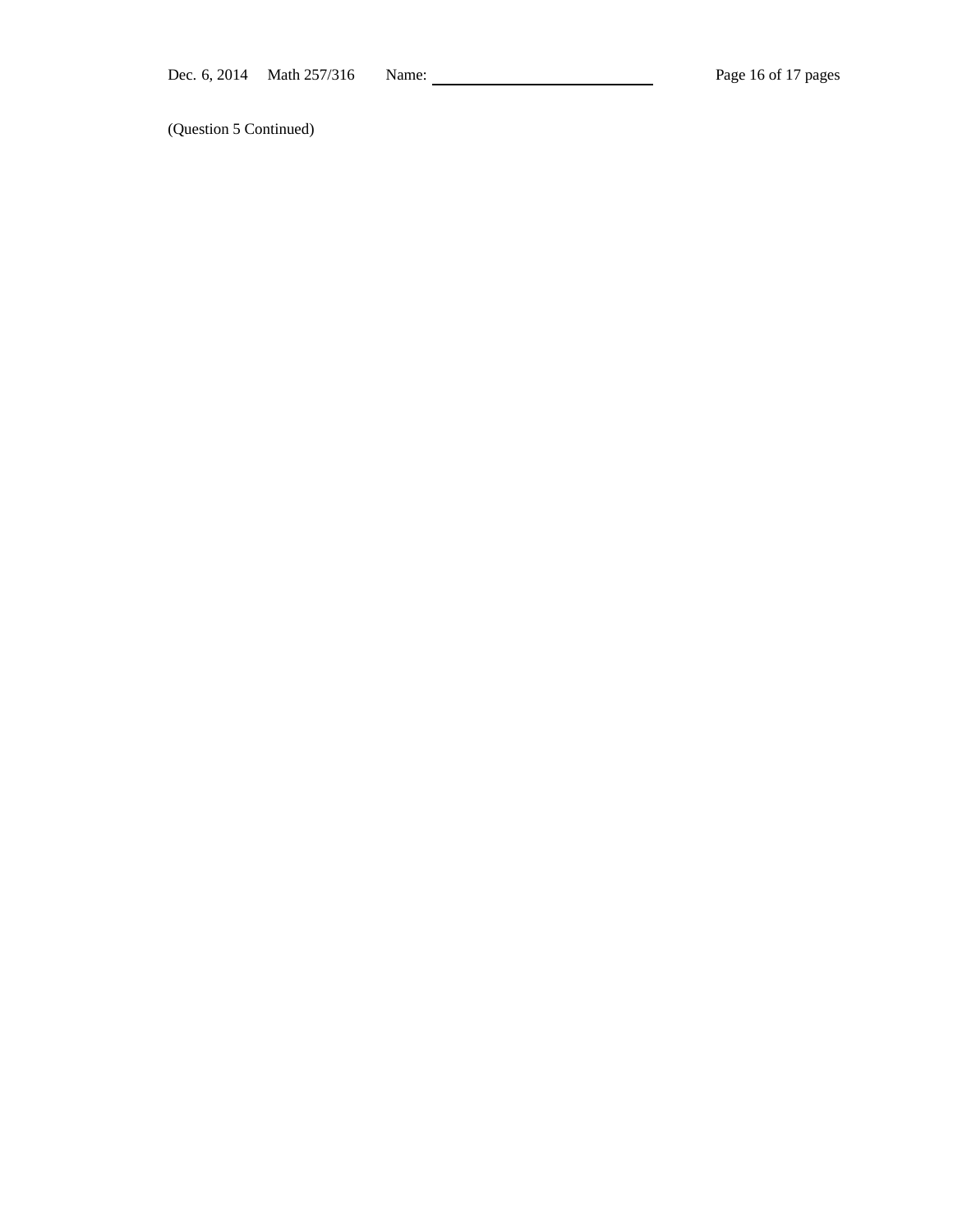(Question 5 Continued)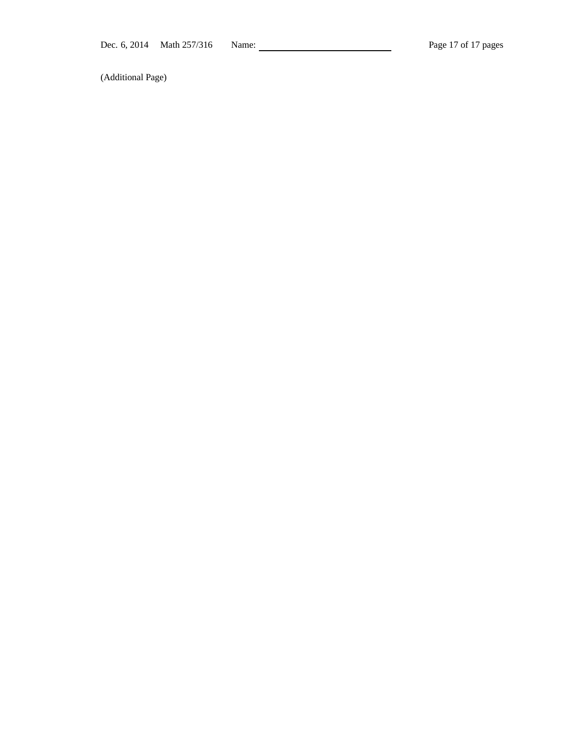(Additional Page)